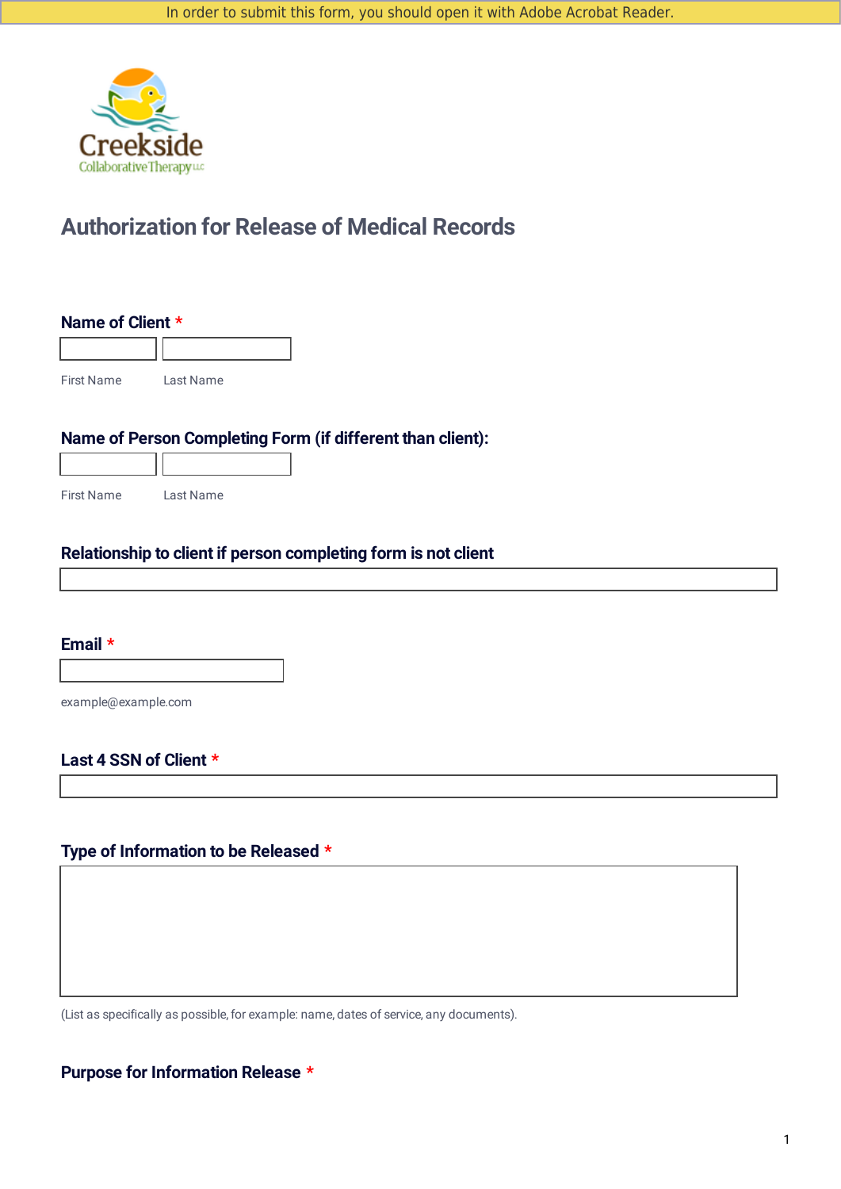In order to submit this form, you should open it with Adobe Acrobat Reader.

Creekside
Collaborative Therapy LLC

# Authorization for Release of Medical Records

**Name of Client** *

First Name Last Name

**Name of Person Completing Form (if different than client):**

First Name Last Name

**Relationship to client if person completing form is not client**

**Email** *

example@example.com

**Last 4 SSN of Client** *

**Type of Information to be Released** *

(List as specifically as possible, for example: name, dates of service, any documents).

**Purpose for Information Release** *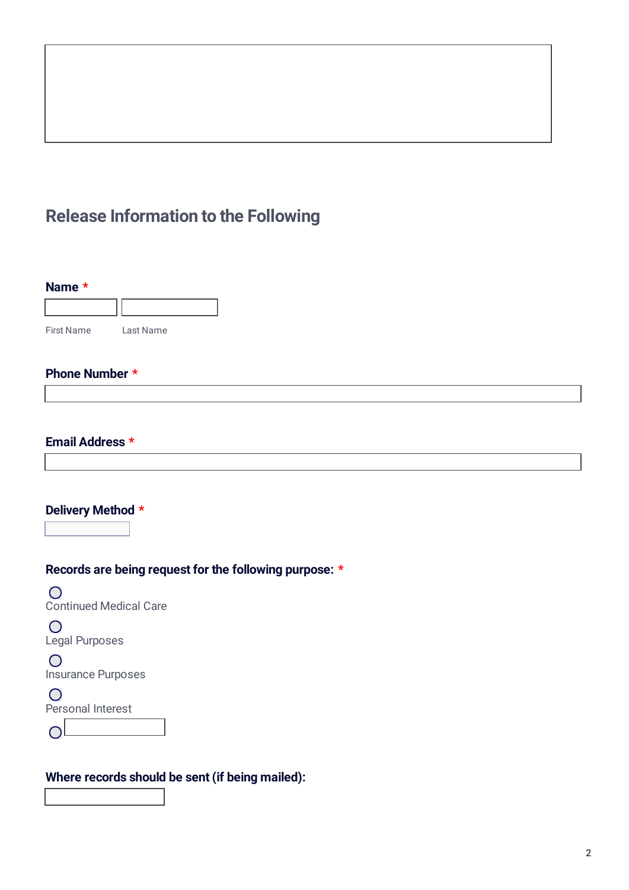## Release Information to the Following

**Name** *

First Name Last Name

**Phone Number** *

**Email Address** *

**Delivery Method** *

**Records are being request for the following purpose:** *

- Continued Medical Care
- Legal Purposes
- Insurance Purposes
- Personal Interest
- 

**Where records should be sent (if being mailed):**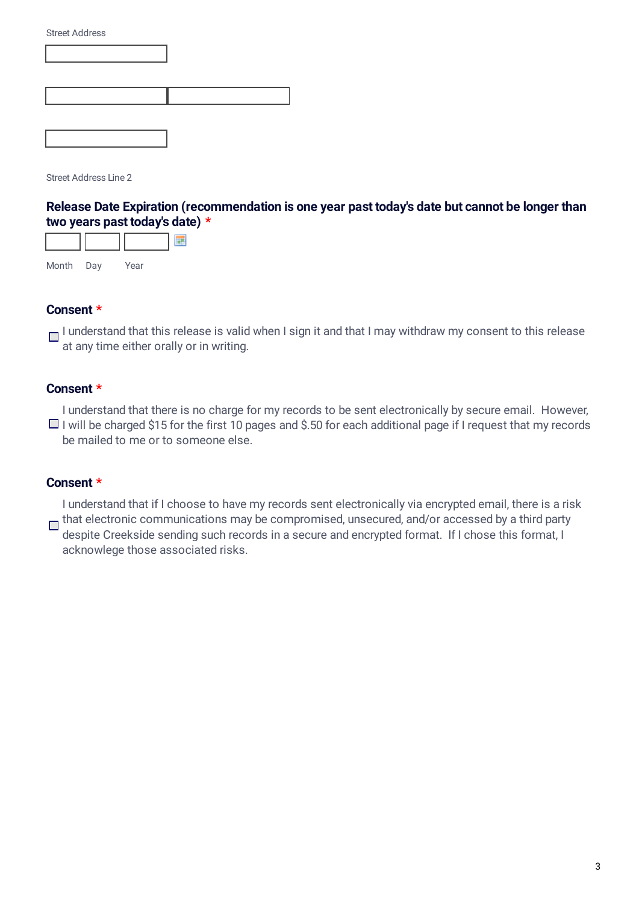Street Address

Street Address Line 2

**Release Date Expiration (recommendation is one year past today's date but cannot be longer than two years past today's date)** *

Month Day Year

**Consent** *

☐ I understand that this release is valid when I sign it and that I may withdraw my consent to this release at any time either orally or in writing.

**Consent** *

☐ I understand that there is no charge for my records to be sent electronically by secure email. However, I will be charged $15 for the first 10 pages and $.50 for each additional page if I request that my records be mailed to me or to someone else.

**Consent** *

☐ I understand that if I choose to have my records sent electronically via encrypted email, there is a risk that electronic communications may be compromised, unsecured, and/or accessed by a third party despite Creekside sending such records in a secure and encrypted format. If I chose this format, I acknowlege those associated risks.